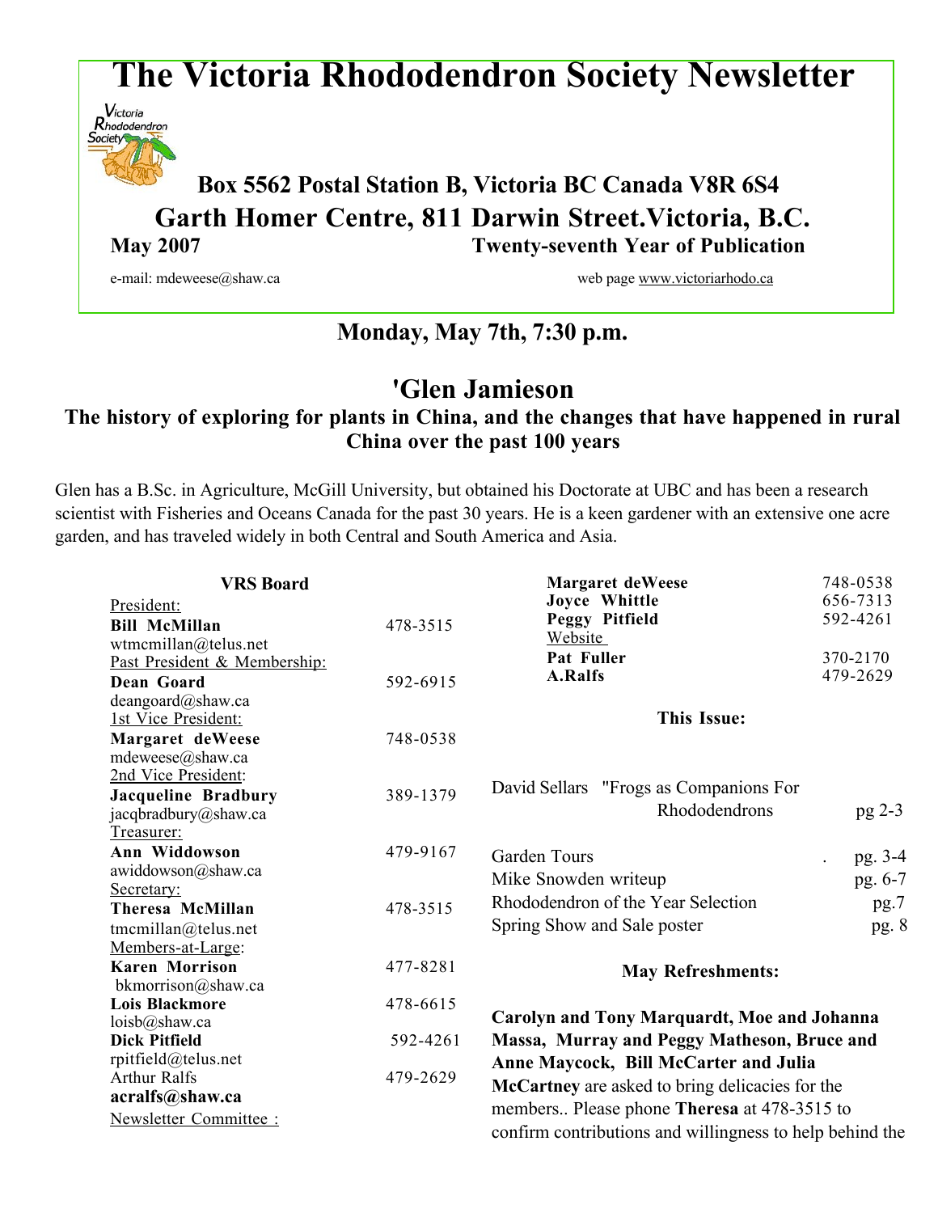# The Victoria Rhododendron Society Newsletter

**Box 5562 Postal Station B, Victoria BC Canada V8R 6S4**

**Garth Homer Centre, 811 Darwin Street.Victoria, B.C.**

**May 2007** **Twenty-seventh Year of Publication**

e-mail: mdeweese@shaw.ca web page www.victoriarhodo.ca

## Monday, May 7th, 7:30 p.m.

## 'Glen Jamieson

### The history of exploring for plants in China, and the changes that have happened in rural China over the past 100 years

Glen has a B.Sc. in Agriculture, McGill University, but obtained his Doctorate at UBC and has been a research scientist with Fisheries and Oceans Canada for the past 30 years. He is a keen gardener with an extensive one acre garden, and has traveled widely in both Central and South America and Asia.

**VRS Board**

President:
**Bill McMillan** 478-3515
wtmcmillan@telus.net

Past President & Membership:
**Dean Goard** 592-6915
deangoard@shaw.ca

1st Vice President:
**Margaret deWeese** 748-0538
mdeweese@shaw.ca

2nd Vice President:
**Jacqueline Bradbury** 389-1379
jacqbradbury@shaw.ca

Treasurer:
**Ann Widdowson** 479-9167
awiddowson@shaw.ca

Secretary:
**Theresa McMillan** 478-3515
tmcmillan@telus.net

Members-at-Large:
**Karen Morrison** 477-8281
bkmorrison@shaw.ca
**Lois Blackmore** 478-6615
loisb@shaw.ca
**Dick Pitfield** 592-4261
rpitfield@telus.net
Arthur Ralfs 479-2629
**acralfs@shaw.ca**

Newsletter Committee :
**Margaret deWeese** 748-0538
**Joyce Whittle** 656-7313
**Peggy Pitfield** 592-4261

Website
**Pat Fuller** 370-2170
**A.Ralfs** 479-2629

**This Issue:**

| | |
|---|---|
| David Sellars "Frogs as Companions For Rhododendrons | pg 2-3 |
| Garden Tours | pg. 3-4 |
| Mike Snowden writeup | pg. 6-7 |
| Rhododendron of the Year Selection | pg.7 |
| Spring Show and Sale poster | pg. 8 |

**May Refreshments:**

**Carolyn and Tony Marquardt, Moe and Johanna Massa, Murray and Peggy Matheson, Bruce and Anne Maycock, Bill McCarter and Julia McCartney** are asked to bring delicacies for the members.. Please phone **Theresa** at 478-3515 to confirm contributions and willingness to help behind the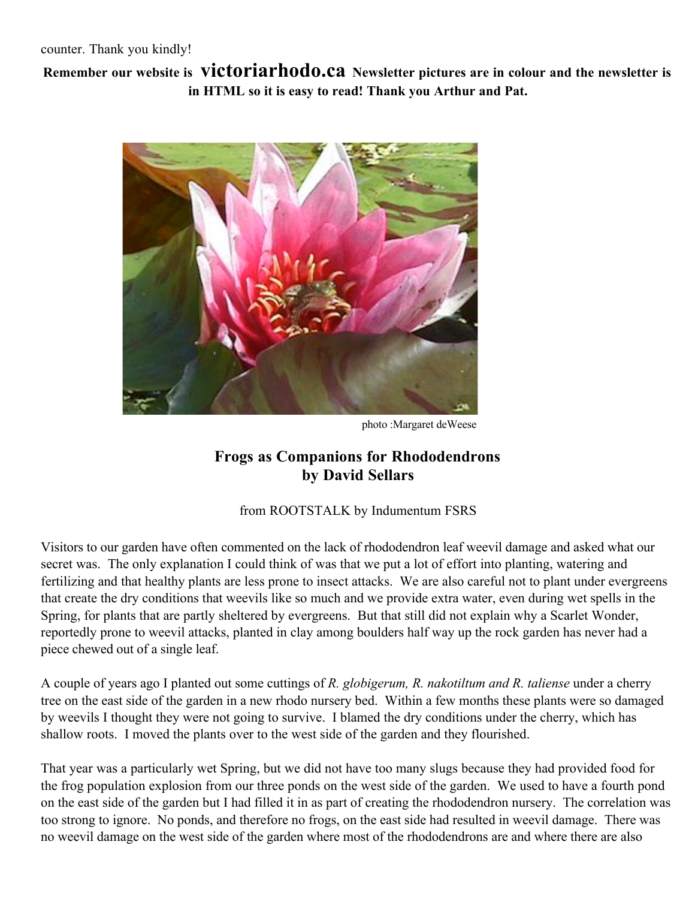counter. Thank you kindly!

**Remember our website is victoriarhodo.ca Newsletter pictures are in colour and the newsletter is in HTML so it is easy to read! Thank you Arthur and Pat.**

photo :Margaret deWeese

## Frogs as Companions for Rhododendrons
## by David Sellars

from ROOTSTALK by Indumentum FSRS

Visitors to our garden have often commented on the lack of rhododendron leaf weevil damage and asked what our secret was. The only explanation I could think of was that we put a lot of effort into planting, watering and fertilizing and that healthy plants are less prone to insect attacks. We are also careful not to plant under evergreens that create the dry conditions that weevils like so much and we provide extra water, even during wet spells in the Spring, for plants that are partly sheltered by evergreens. But that still did not explain why a Scarlet Wonder, reportedly prone to weevil attacks, planted in clay among boulders half way up the rock garden has never had a piece chewed out of a single leaf.

A couple of years ago I planted out some cuttings of *R. globigerum, R. nakotiltum and R. taliense* under a cherry tree on the east side of the garden in a new rhodo nursery bed. Within a few months these plants were so damaged by weevils I thought they were not going to survive. I blamed the dry conditions under the cherry, which has shallow roots. I moved the plants over to the west side of the garden and they flourished.

That year was a particularly wet Spring, but we did not have too many slugs because they had provided food for the frog population explosion from our three ponds on the west side of the garden. We used to have a fourth pond on the east side of the garden but I had filled it in as part of creating the rhododendron nursery. The correlation was too strong to ignore. No ponds, and therefore no frogs, on the east side had resulted in weevil damage. There was no weevil damage on the west side of the garden where most of the rhododendrons are and where there are also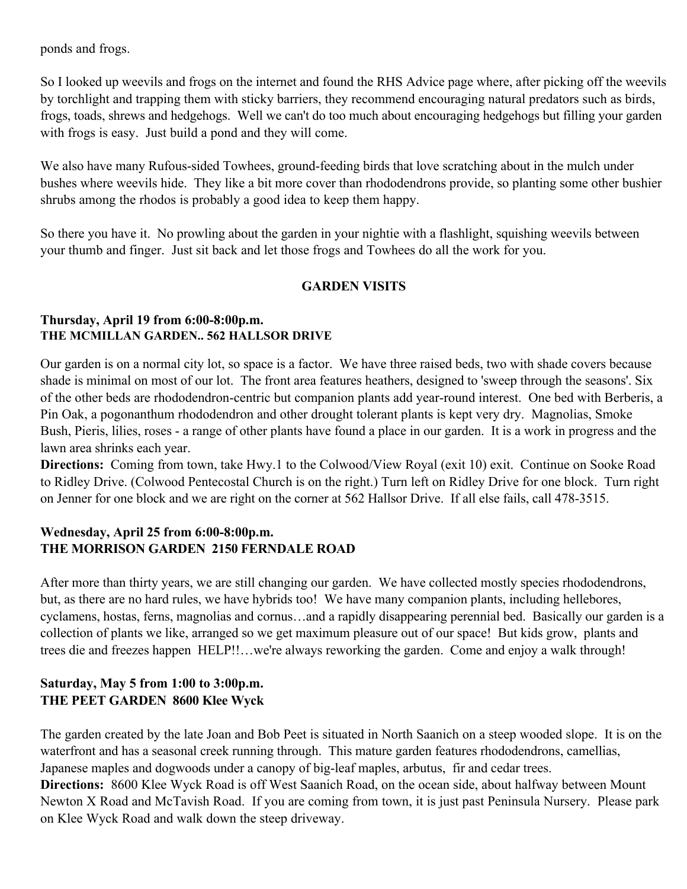ponds and frogs.

So I looked up weevils and frogs on the internet and found the RHS Advice page where, after picking off the weevils by torchlight and trapping them with sticky barriers, they recommend encouraging natural predators such as birds, frogs, toads, shrews and hedgehogs. Well we can't do too much about encouraging hedgehogs but filling your garden with frogs is easy. Just build a pond and they will come.

We also have many Rufous-sided Towhees, ground-feeding birds that love scratching about in the mulch under bushes where weevils hide. They like a bit more cover than rhododendrons provide, so planting some other bushier shrubs among the rhodos is probably a good idea to keep them happy.

So there you have it. No prowling about the garden in your nightie with a flashlight, squishing weevils between your thumb and finger. Just sit back and let those frogs and Towhees do all the work for you.

## GARDEN VISITS

**Thursday, April 19 from 6:00-8:00p.m.**
**THE MCMILLAN GARDEN.. 562 HALLSOR DRIVE**

Our garden is on a normal city lot, so space is a factor. We have three raised beds, two with shade covers because shade is minimal on most of our lot. The front area features heathers, designed to 'sweep through the seasons'. Six of the other beds are rhododendron-centric but companion plants add year-round interest. One bed with Berberis, a Pin Oak, a pogonanthum rhododendron and other drought tolerant plants is kept very dry. Magnolias, Smoke Bush, Pieris, lilies, roses - a range of other plants have found a place in our garden. It is a work in progress and the lawn area shrinks each year.

**Directions:** Coming from town, take Hwy.1 to the Colwood/View Royal (exit 10) exit. Continue on Sooke Road to Ridley Drive. (Colwood Pentecostal Church is on the right.) Turn left on Ridley Drive for one block. Turn right on Jenner for one block and we are right on the corner at 562 Hallsor Drive. If all else fails, call 478-3515.

**Wednesday, April 25 from 6:00-8:00p.m.**
**THE MORRISON GARDEN 2150 FERNDALE ROAD**

After more than thirty years, we are still changing our garden. We have collected mostly species rhododendrons, but, as there are no hard rules, we have hybrids too! We have many companion plants, including hellebores, cyclamens, hostas, ferns, magnolias and cornus…and a rapidly disappearing perennial bed. Basically our garden is a collection of plants we like, arranged so we get maximum pleasure out of our space! But kids grow, plants and trees die and freezes happen HELP!!…we're always reworking the garden. Come and enjoy a walk through!

**Saturday, May 5 from 1:00 to 3:00p.m.**
**THE PEET GARDEN 8600 Klee Wyck**

The garden created by the late Joan and Bob Peet is situated in North Saanich on a steep wooded slope. It is on the waterfront and has a seasonal creek running through. This mature garden features rhododendrons, camellias, Japanese maples and dogwoods under a canopy of big-leaf maples, arbutus, fir and cedar trees.

**Directions:** 8600 Klee Wyck Road is off West Saanich Road, on the ocean side, about halfway between Mount Newton X Road and McTavish Road. If you are coming from town, it is just past Peninsula Nursery. Please park on Klee Wyck Road and walk down the steep driveway.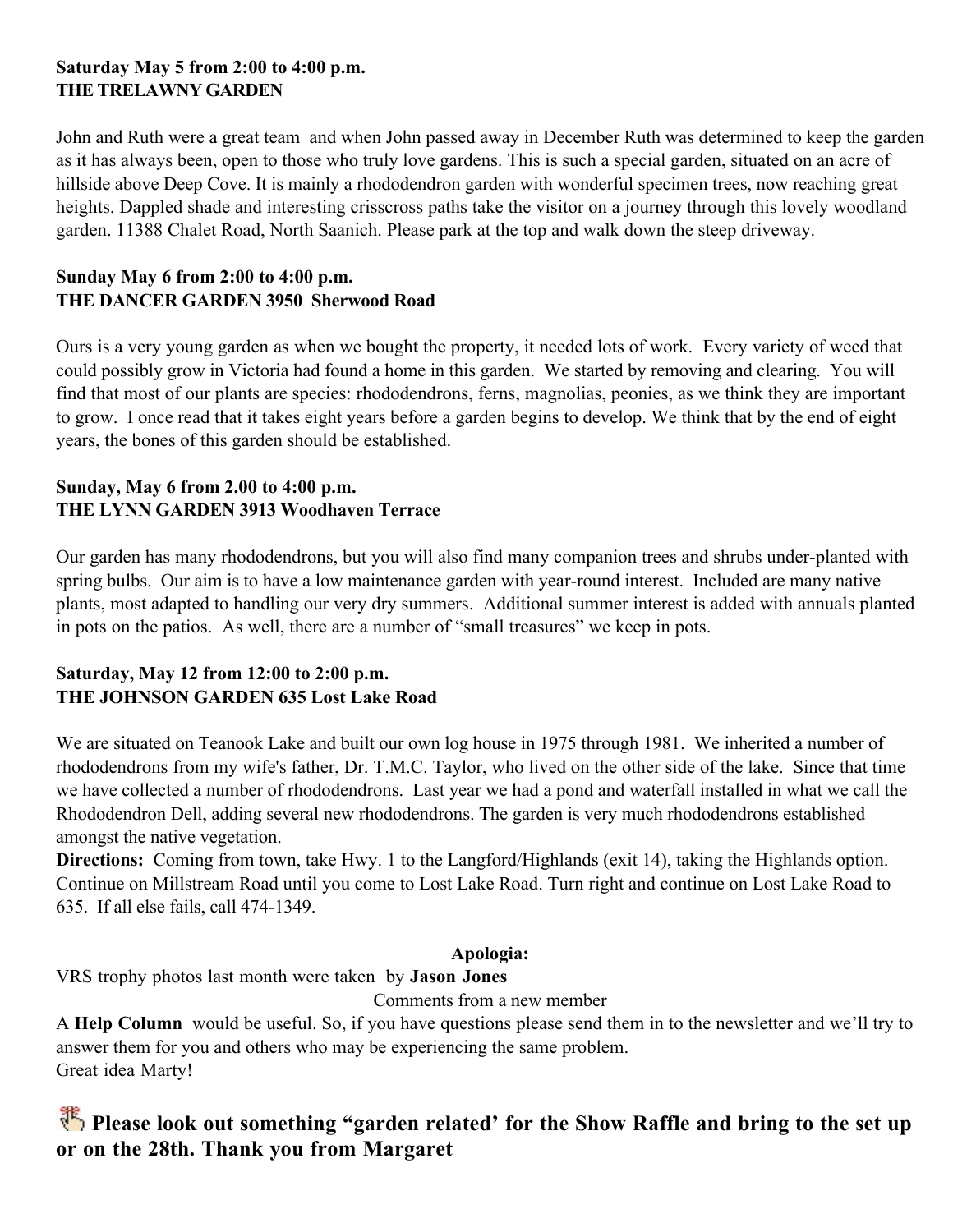**Saturday May 5 from 2:00 to 4:00 p.m.**
**THE TRELAWNY GARDEN**

John and Ruth were a great team and when John passed away in December Ruth was determined to keep the garden as it has always been, open to those who truly love gardens. This is such a special garden, situated on an acre of hillside above Deep Cove. It is mainly a rhododendron garden with wonderful specimen trees, now reaching great heights. Dappled shade and interesting crisscross paths take the visitor on a journey through this lovely woodland garden. 11388 Chalet Road, North Saanich. Please park at the top and walk down the steep driveway.

**Sunday May 6 from 2:00 to 4:00 p.m.**
**THE DANCER GARDEN 3950 Sherwood Road**

Ours is a very young garden as when we bought the property, it needed lots of work. Every variety of weed that could possibly grow in Victoria had found a home in this garden. We started by removing and clearing. You will find that most of our plants are species: rhododendrons, ferns, magnolias, peonies, as we think they are important to grow. I once read that it takes eight years before a garden begins to develop. We think that by the end of eight years, the bones of this garden should be established.

**Sunday, May 6 from 2.00 to 4:00 p.m.**
**THE LYNN GARDEN 3913 Woodhaven Terrace**

Our garden has many rhododendrons, but you will also find many companion trees and shrubs under-planted with spring bulbs. Our aim is to have a low maintenance garden with year-round interest. Included are many native plants, most adapted to handling our very dry summers. Additional summer interest is added with annuals planted in pots on the patios. As well, there are a number of "small treasures" we keep in pots.

**Saturday, May 12 from 12:00 to 2:00 p.m.**
**THE JOHNSON GARDEN 635 Lost Lake Road**

We are situated on Teanook Lake and built our own log house in 1975 through 1981. We inherited a number of rhododendrons from my wife's father, Dr. T.M.C. Taylor, who lived on the other side of the lake. Since that time we have collected a number of rhododendrons. Last year we had a pond and waterfall installed in what we call the Rhododendron Dell, adding several new rhododendrons. The garden is very much rhododendrons established amongst the native vegetation.
**Directions:** Coming from town, take Hwy. 1 to the Langford/Highlands (exit 14), taking the Highlands option. Continue on Millstream Road until you come to Lost Lake Road. Turn right and continue on Lost Lake Road to 635. If all else fails, call 474-1349.

**Apologia:**

VRS trophy photos last month were taken by **Jason Jones**

Comments from a new member

A **Help Column** would be useful. So, if you have questions please send them in to the newsletter and we'll try to answer them for you and others who may be experiencing the same problem.
Great idea Marty!

## Please look out something "garden related' for the Show Raffle and bring to the set up or on the 28th. Thank you from Margaret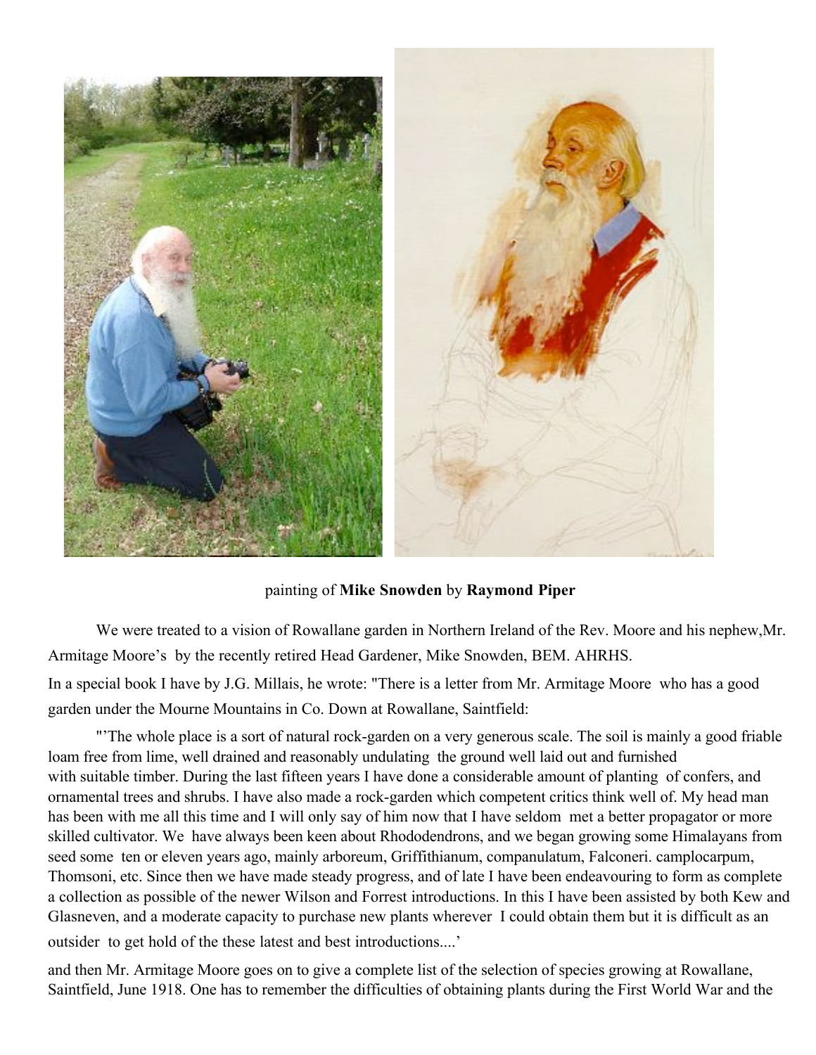painting of **Mike Snowden** by **Raymond Piper**

We were treated to a vision of Rowallane garden in Northern Ireland of the Rev. Moore and his nephew,Mr. Armitage Moore's by the recently retired Head Gardener, Mike Snowden, BEM. AHRHS.

In a special book I have by J.G. Millais, he wrote: "There is a letter from Mr. Armitage Moore who has a good garden under the Mourne Mountains in Co. Down at Rowallane, Saintfield:

"'The whole place is a sort of natural rock-garden on a very generous scale. The soil is mainly a good friable loam free from lime, well drained and reasonably undulating the ground well laid out and furnished with suitable timber. During the last fifteen years I have done a considerable amount of planting of confers, and ornamental trees and shrubs. I have also made a rock-garden which competent critics think well of. My head man has been with me all this time and I will only say of him now that I have seldom met a better propagator or more skilled cultivator. We have always been keen about Rhododendrons, and we began growing some Himalayans from seed some ten or eleven years ago, mainly arboreum, Griffithianum, companulatum, Falconeri. camplocarpum, Thomsoni, etc. Since then we have made steady progress, and of late I have been endeavouring to form as complete a collection as possible of the newer Wilson and Forrest introductions. In this I have been assisted by both Kew and Glasneven, and a moderate capacity to purchase new plants wherever I could obtain them but it is difficult as an outsider to get hold of the these latest and best introductions....'

and then Mr. Armitage Moore goes on to give a complete list of the selection of species growing at Rowallane, Saintfield, June 1918. One has to remember the difficulties of obtaining plants during the First World War and the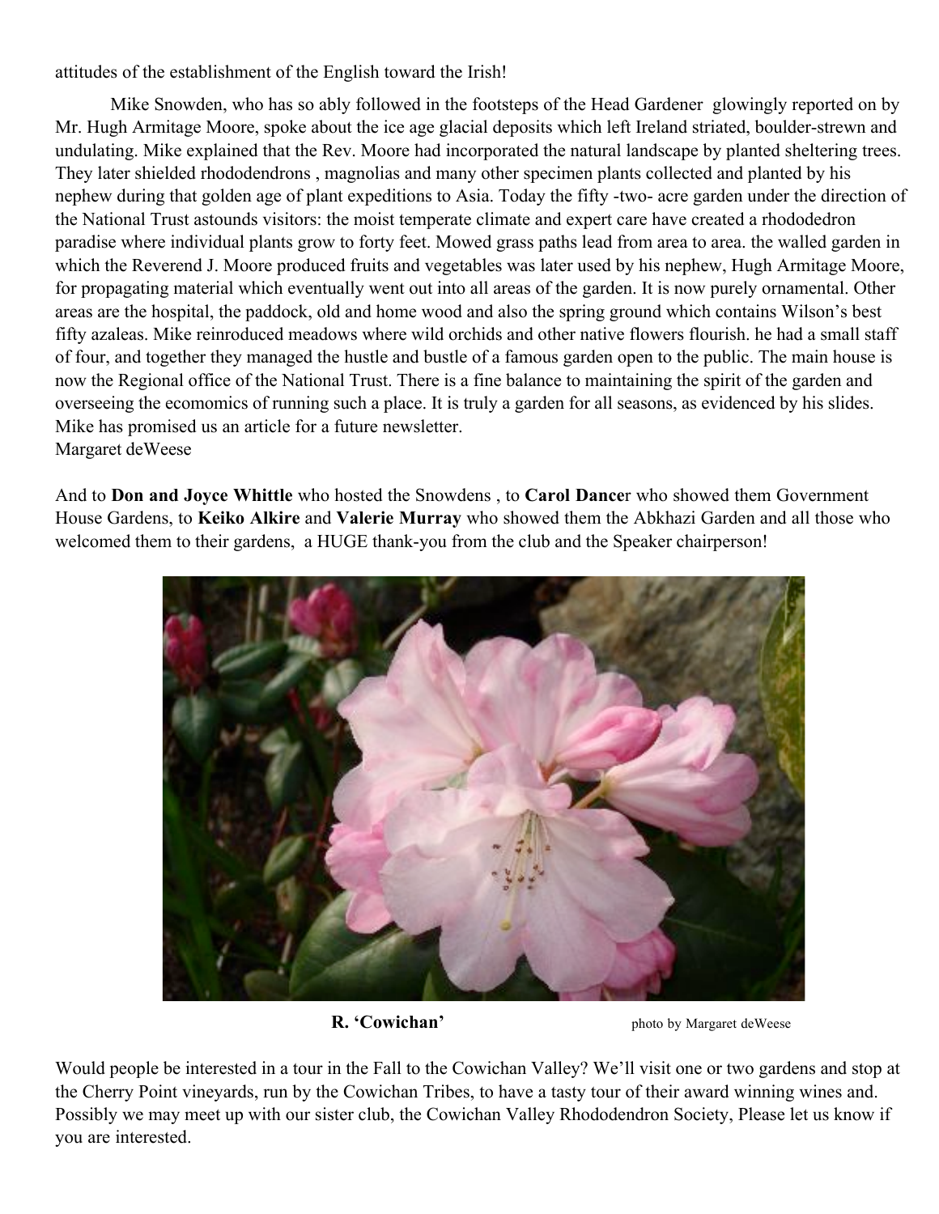attitudes of the establishment of the English toward the Irish!

Mike Snowden, who has so ably followed in the footsteps of the Head Gardener glowingly reported on by Mr. Hugh Armitage Moore, spoke about the ice age glacial deposits which left Ireland striated, boulder-strewn and undulating. Mike explained that the Rev. Moore had incorporated the natural landscape by planted sheltering trees. They later shielded rhododendrons , magnolias and many other specimen plants collected and planted by his nephew during that golden age of plant expeditions to Asia. Today the fifty -two- acre garden under the direction of the National Trust astounds visitors: the moist temperate climate and expert care have created a rhododedron paradise where individual plants grow to forty feet. Mowed grass paths lead from area to area. the walled garden in which the Reverend J. Moore produced fruits and vegetables was later used by his nephew, Hugh Armitage Moore, for propagating material which eventually went out into all areas of the garden. It is now purely ornamental. Other areas are the hospital, the paddock, old and home wood and also the spring ground which contains Wilson's best fifty azaleas. Mike reinroduced meadows where wild orchids and other native flowers flourish. he had a small staff of four, and together they managed the hustle and bustle of a famous garden open to the public. The main house is now the Regional office of the National Trust. There is a fine balance to maintaining the spirit of the garden and overseeing the ecomomics of running such a place. It is truly a garden for all seasons, as evidenced by his slides. Mike has promised us an article for a future newsletter.
Margaret deWeese

And to **Don and Joyce Whittle** who hosted the Snowdens , to **Carol Dance**r who showed them Government House Gardens, to **Keiko Alkire** and **Valerie Murray** who showed them the Abkhazi Garden and all those who welcomed them to their gardens, a HUGE thank-you from the club and the Speaker chairperson!

**R. 'Cowichan'** photo by Margaret deWeese

Would people be interested in a tour in the Fall to the Cowichan Valley? We'll visit one or two gardens and stop at the Cherry Point vineyards, run by the Cowichan Tribes, to have a tasty tour of their award winning wines and. Possibly we may meet up with our sister club, the Cowichan Valley Rhododendron Society, Please let us know if you are interested.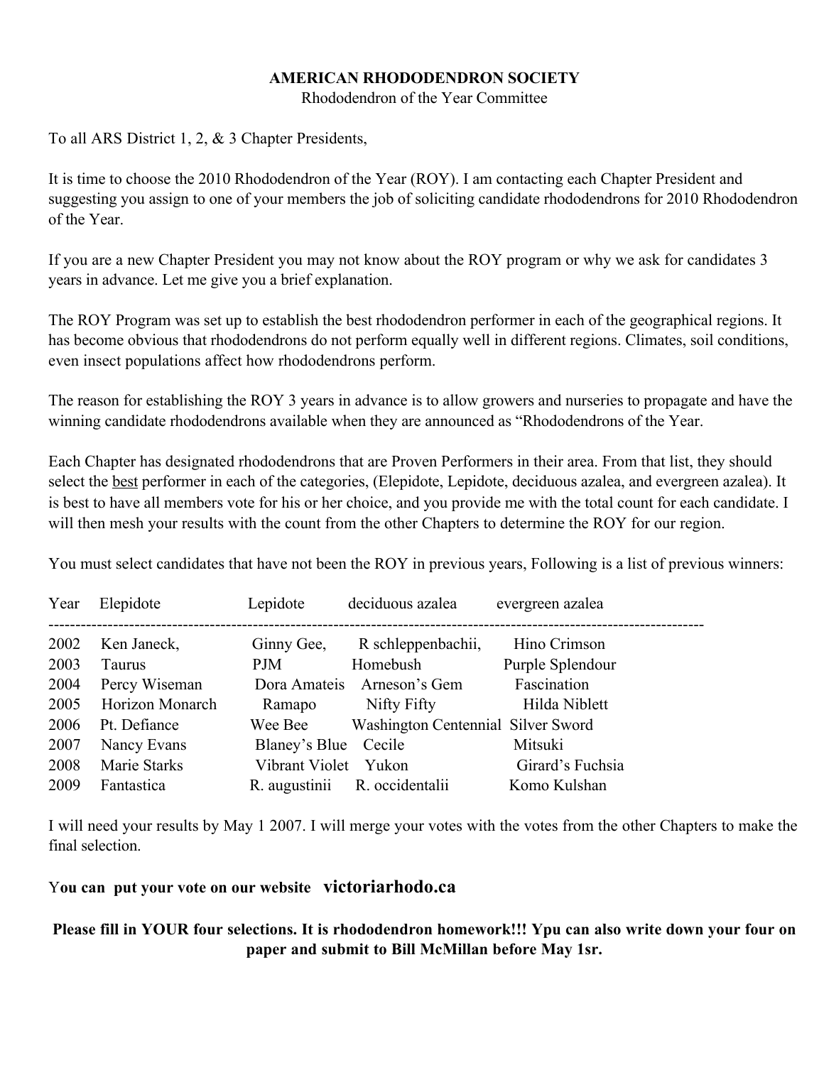**AMERICAN RHODODENDRON SOCIETY**

Rhododendron of the Year Committee

To all ARS District 1, 2, & 3 Chapter Presidents,

It is time to choose the 2010 Rhododendron of the Year (ROY). I am contacting each Chapter President and suggesting you assign to one of your members the job of soliciting candidate rhododendrons for 2010 Rhododendron of the Year.

If you are a new Chapter President you may not know about the ROY program or why we ask for candidates 3 years in advance. Let me give you a brief explanation.

The ROY Program was set up to establish the best rhododendron performer in each of the geographical regions. It has become obvious that rhododendrons do not perform equally well in different regions. Climates, soil conditions, even insect populations affect how rhododendrons perform.

The reason for establishing the ROY 3 years in advance is to allow growers and nurseries to propagate and have the winning candidate rhododendrons available when they are announced as "Rhododendrons of the Year.

Each Chapter has designated rhododendrons that are Proven Performers in their area. From that list, they should select the <u>best</u> performer in each of the categories, (Elepidote, Lepidote, deciduous azalea, and evergreen azalea). It is best to have all members vote for his or her choice, and you provide me with the total count for each candidate. I will then mesh your results with the count from the other Chapters to determine the ROY for our region.

You must select candidates that have not been the ROY in previous years, Following is a list of previous winners:

| Year | Elepidote | Lepidote | deciduous azalea | evergreen azalea |
|---|---|---|---|---|
| 2002 | Ken Janeck, | Ginny Gee, | R schleppenbachii, | Hino Crimson |
| 2003 | Taurus | PJM | Homebush | Purple Splendour |
| 2004 | Percy Wiseman | Dora Amateis | Arneson's Gem | Fascination |
| 2005 | Horizon Monarch | Ramapo | Nifty Fifty | Hilda Niblett |
| 2006 | Pt. Defiance | Wee Bee | Washington Centennial | Silver Sword |
| 2007 | Nancy Evans | Blaney's Blue | Cecile | Mitsuki |
| 2008 | Marie Starks | Vibrant Violet | Yukon | Girard's Fuchsia |
| 2009 | Fantastica | R. augustinii | R. occidentalii | Komo Kulshan |

I will need your results by May 1 2007. I will merge your votes with the votes from the other Chapters to make the final selection.

**You can put your vote on our website victoriarhodo.ca**

**Please fill in YOUR four selections. It is rhododendron homework!!! Ypu can also write down your four on paper and submit to Bill McMillan before May 1sr.**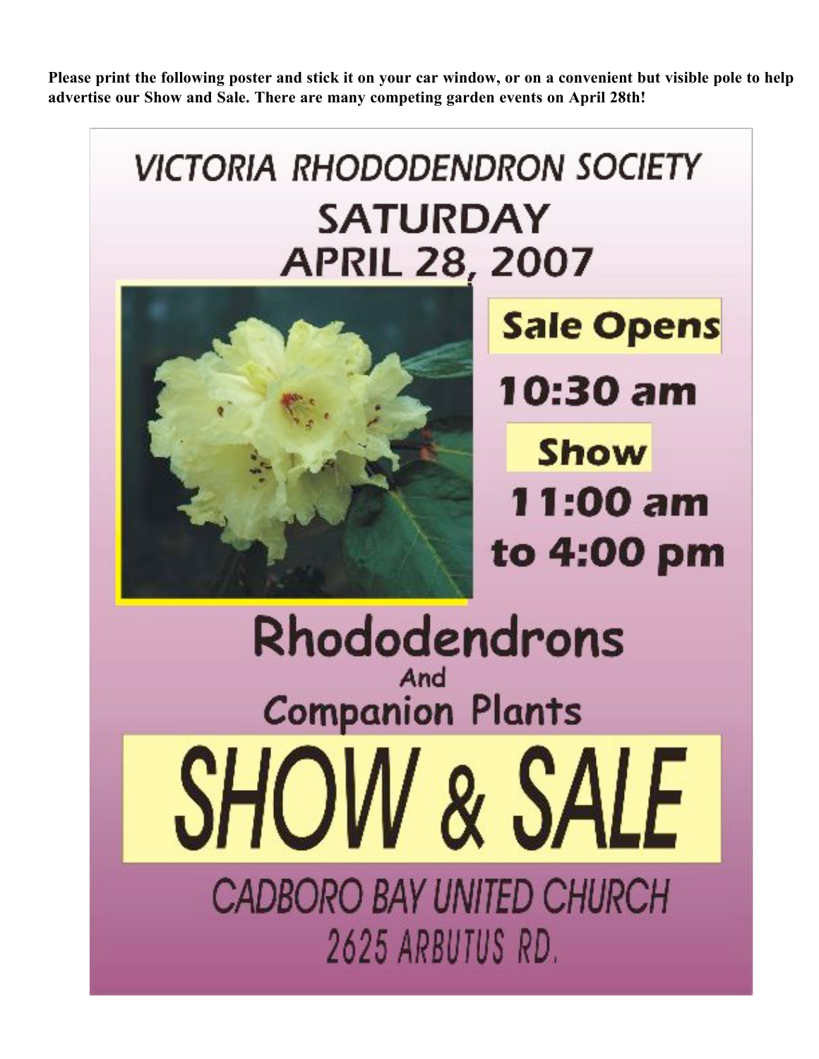**Please print the following poster and stick it on your car window, or on a convenient but visible pole to help advertise our Show and Sale. There are many competing garden events on April 28th!**

# VICTORIA RHODODENDRON SOCIETY

## SATURDAY
## APRIL 28, 2007

**Sale Opens**

**10:30 am**

**Show**

**11:00 am to 4:00 pm**

## Rhododendrons
And
## Companion Plants

# SHOW & SALE

CADBORO BAY UNITED CHURCH
2625 ARBUTUS RD.